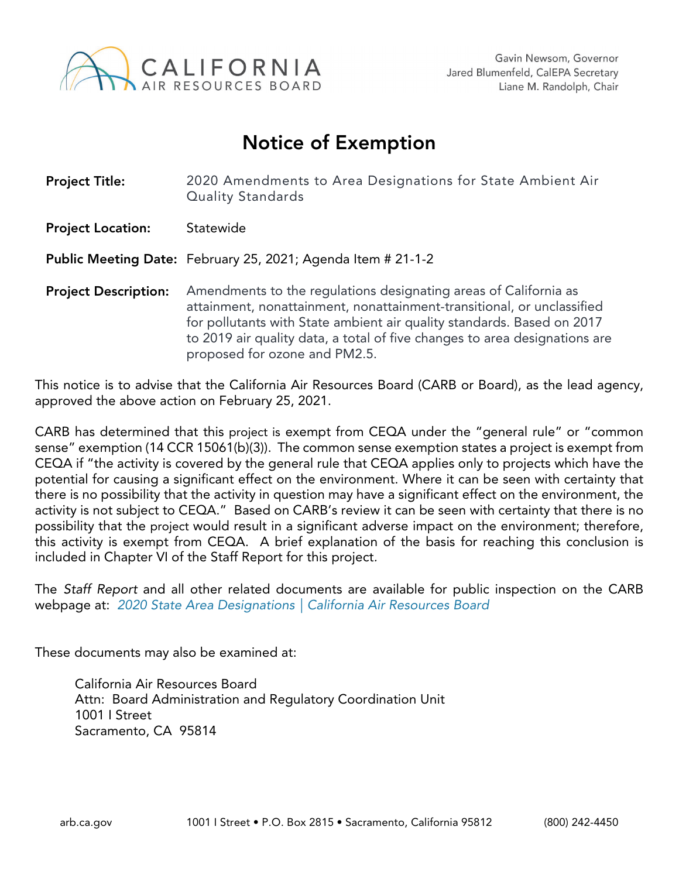CALIFORNIA AIR RESOURCES BOARD

Gavin Newsom, Governor
Jared Blumenfeld, CalEPA Secretary
Liane M. Randolph, Chair

# Notice of Exemption

**Project Title:** 2020 Amendments to Area Designations for State Ambient Air Quality Standards

**Project Location:** Statewide

**Public Meeting Date:** February 25, 2021; Agenda Item # 21-1-2

**Project Description:** Amendments to the regulations designating areas of California as attainment, nonattainment, nonattainment-transitional, or unclassified for pollutants with State ambient air quality standards. Based on 2017 to 2019 air quality data, a total of five changes to area designations are proposed for ozone and PM2.5.

This notice is to advise that the California Air Resources Board (CARB or Board), as the lead agency, approved the above action on February 25, 2021.

CARB has determined that this project is exempt from CEQA under the "general rule" or "common sense" exemption (14 CCR 15061(b)(3)). The common sense exemption states a project is exempt from CEQA if "the activity is covered by the general rule that CEQA applies only to projects which have the potential for causing a significant effect on the environment. Where it can be seen with certainty that there is no possibility that the activity in question may have a significant effect on the environment, the activity is not subject to CEQA." Based on CARB's review it can be seen with certainty that there is no possibility that the project would result in a significant adverse impact on the environment; therefore, this activity is exempt from CEQA. A brief explanation of the basis for reaching this conclusion is included in Chapter VI of the Staff Report for this project.

The *Staff Report* and all other related documents are available for public inspection on the CARB webpage at: *2020 State Area Designations | California Air Resources Board*

These documents may also be examined at:

California Air Resources Board
Attn: Board Administration and Regulatory Coordination Unit
1001 I Street
Sacramento, CA 95814

arb.ca.gov 1001 I Street • P.O. Box 2815 • Sacramento, California 95812 (800) 242-4450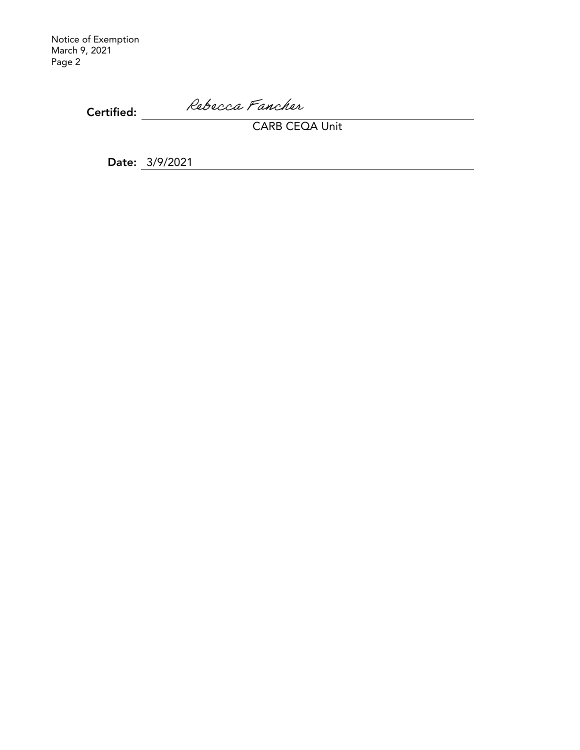**Certified:** Rebecca Fancher

CARB CEQA Unit

**Date:** 3/9/2021